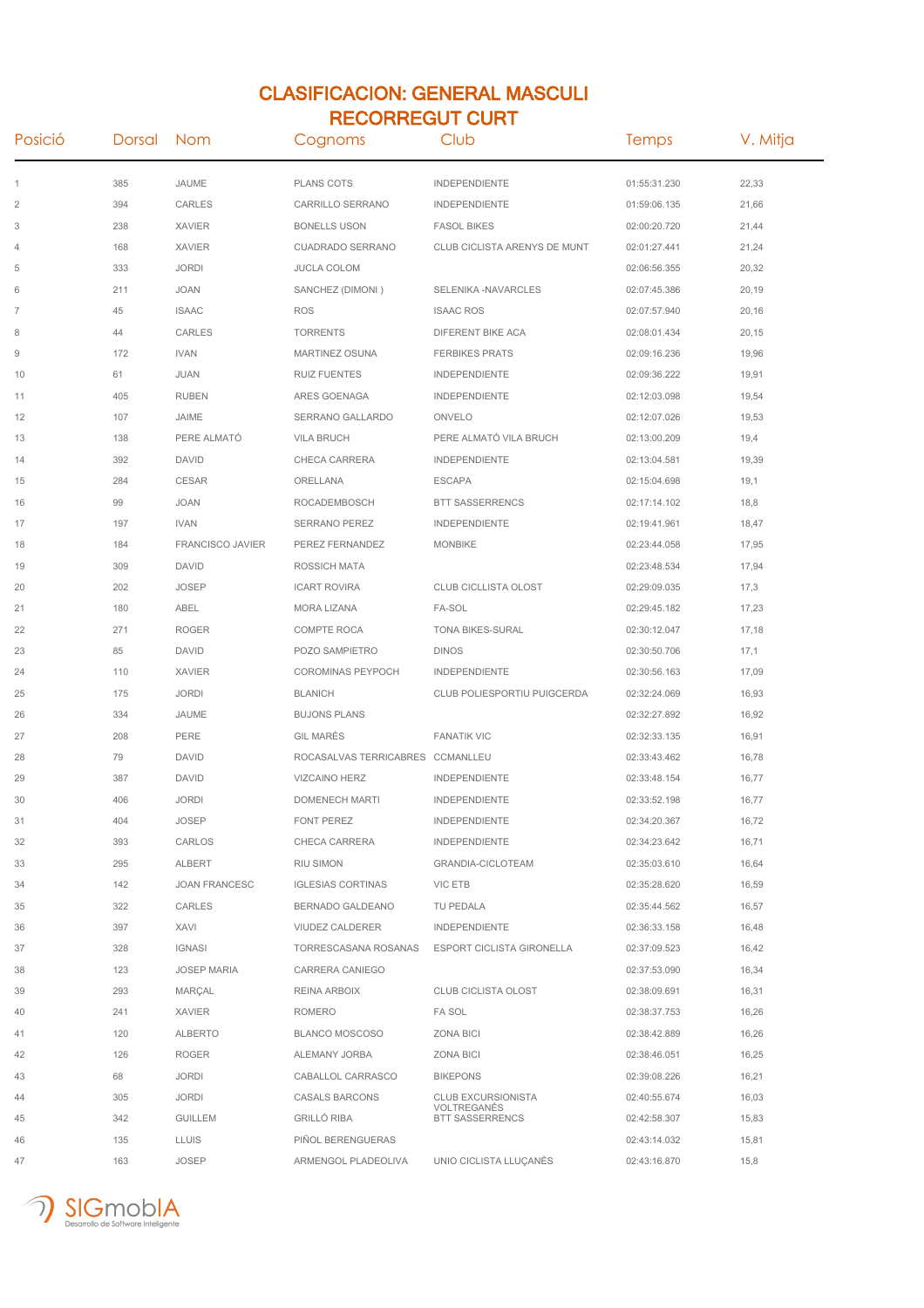# CLASIFICACION: GENERAL MASCULI
## RECORREGUT CURT

| Posició | Dorsal | Nom | Cognoms | Club | Temps | V. Mitja |
|---|---|---|---|---|---|---|
| 1 | 385 | JAUME | PLANS COTS | INDEPENDIENTE | 01:55:31.230 | 22,33 |
| 2 | 394 | CARLES | CARRILLO SERRANO | INDEPENDIENTE | 01:59:06.135 | 21,66 |
| 3 | 238 | XAVIER | BONELLS USON | FASOL BIKES | 02:00:20.720 | 21,44 |
| 4 | 168 | XAVIER | CUADRADO SERRANO | CLUB CICLISTA ARENYS DE MUNT | 02:01:27.441 | 21,24 |
| 5 | 333 | JORDI | JUCLA COLOM | | 02:06:56.355 | 20,32 |
| 6 | 211 | JOAN | SANCHEZ (DIMONI ) | SELENIKA -NAVARCLES | 02:07:45.386 | 20,19 |
| 7 | 45 | ISAAC | ROS | ISAAC ROS | 02:07:57.940 | 20,16 |
| 8 | 44 | CARLES | TORRENTS | DIFERENT BIKE ACA | 02:08:01.434 | 20,15 |
| 9 | 172 | IVAN | MARTINEZ OSUNA | FERBIKES PRATS | 02:09:16.236 | 19,96 |
| 10 | 61 | JUAN | RUIZ FUENTES | INDEPENDIENTE | 02:09:36.222 | 19,91 |
| 11 | 405 | RUBEN | ARES GOENAGA | INDEPENDIENTE | 02:12:03.098 | 19,54 |
| 12 | 107 | JAIME | SERRANO GALLARDO | ONVELO | 02:12:07.026 | 19,53 |
| 13 | 138 | PERE ALMATÓ | VILA BRUCH | PERE ALMATÓ VILA BRUCH | 02:13:00.209 | 19,4 |
| 14 | 392 | DAVID | CHECA CARRERA | INDEPENDIENTE | 02:13:04.581 | 19,39 |
| 15 | 284 | CESAR | ORELLANA | ESCAPA | 02:15:04.698 | 19,1 |
| 16 | 99 | JOAN | ROCADEMBOSCH | BTT SASSERRENCS | 02:17:14.102 | 18,8 |
| 17 | 197 | IVAN | SERRANO PEREZ | INDEPENDIENTE | 02:19:41.961 | 18,47 |
| 18 | 184 | FRANCISCO JAVIER | PEREZ FERNANDEZ | MONBIKE | 02:23:44.058 | 17,95 |
| 19 | 309 | DAVID | ROSSICH MATA | | 02:23:48.534 | 17,94 |
| 20 | 202 | JOSEP | ICART ROVIRA | CLUB CICLLISTA OLOST | 02:29:09.035 | 17,3 |
| 21 | 180 | ABEL | MORA LIZANA | FA-SOL | 02:29:45.182 | 17,23 |
| 22 | 271 | ROGER | COMPTE ROCA | TONA BIKES-SURAL | 02:30:12.047 | 17,18 |
| 23 | 85 | DAVID | POZO SAMPIETRO | DINOS | 02:30:50.706 | 17,1 |
| 24 | 110 | XAVIER | COROMINAS PEYPOCH | INDEPENDIENTE | 02:30:56.163 | 17,09 |
| 25 | 175 | JORDI | BLANICH | CLUB POLIESPORTIU PUIGCERDA | 02:32:24.069 | 16,93 |
| 26 | 334 | JAUME | BUJONS PLANS | | 02:32:27.892 | 16,92 |
| 27 | 208 | PERE | GIL MARÈS | FANATIK VIC | 02:32:33.135 | 16,91 |
| 28 | 79 | DAVID | ROCASALVAS TERRICABRES | CCMANLLEU | 02:33:43.462 | 16,78 |
| 29 | 387 | DAVID | VIZCAINO HERZ | INDEPENDIENTE | 02:33:48.154 | 16,77 |
| 30 | 406 | JORDI | DOMENECH MARTI | INDEPENDIENTE | 02:33:52.198 | 16,77 |
| 31 | 404 | JOSEP | FONT PEREZ | INDEPENDIENTE | 02:34:20.367 | 16,72 |
| 32 | 393 | CARLOS | CHECA CARRERA | INDEPENDIENTE | 02:34:23.642 | 16,71 |
| 33 | 295 | ALBERT | RIU SIMON | GRANDIA-CICLOTEAM | 02:35:03.610 | 16,64 |
| 34 | 142 | JOAN FRANCESC | IGLESIAS CORTINAS | VIC ETB | 02:35:28.620 | 16,59 |
| 35 | 322 | CARLES | BERNADO GALDEANO | TU PEDALA | 02:35:44.562 | 16,57 |
| 36 | 397 | XAVI | VIUDEZ CALDERER | INDEPENDIENTE | 02:36:33.158 | 16,48 |
| 37 | 328 | IGNASI | TORRESCASANA ROSANAS | ESPORT CICLISTA GIRONELLA | 02:37:09.523 | 16,42 |
| 38 | 123 | JOSEP MARIA | CARRERA CANIEGO | | 02:37:53.090 | 16,34 |
| 39 | 293 | MARÇAL | REINA ARBOIX | CLUB CICLISTA OLOST | 02:38:09.691 | 16,31 |
| 40 | 241 | XAVIER | ROMERO | FA SOL | 02:38:37.753 | 16,26 |
| 41 | 120 | ALBERTO | BLANCO MOSCOSO | ZONA BICI | 02:38:42.889 | 16,26 |
| 42 | 126 | ROGER | ALEMANY JORBA | ZONA BICI | 02:38:46.051 | 16,25 |
| 43 | 68 | JORDI | CABALLOL CARRASCO | BIKEPONS | 02:39:08.226 | 16,21 |
| 44 | 305 | JORDI | CASALS BARCONS | CLUB EXCURSIONISTA VOLTREGANÈS | 02:40:55.674 | 16,03 |
| 45 | 342 | GUILLEM | GRILLÓ RIBA | BTT SASSERRENCS | 02:42:58.307 | 15,83 |
| 46 | 135 | LLUIS | PIÑOL BERENGUERAS | | 02:43:14.032 | 15,81 |
| 47 | 163 | JOSEP | ARMENGOL PLADEOLIVA | UNIO CICLISTA LLUÇANÈS | 02:43:16.870 | 15,8 |

SIGmobIA
Desarrollo de Software Inteligente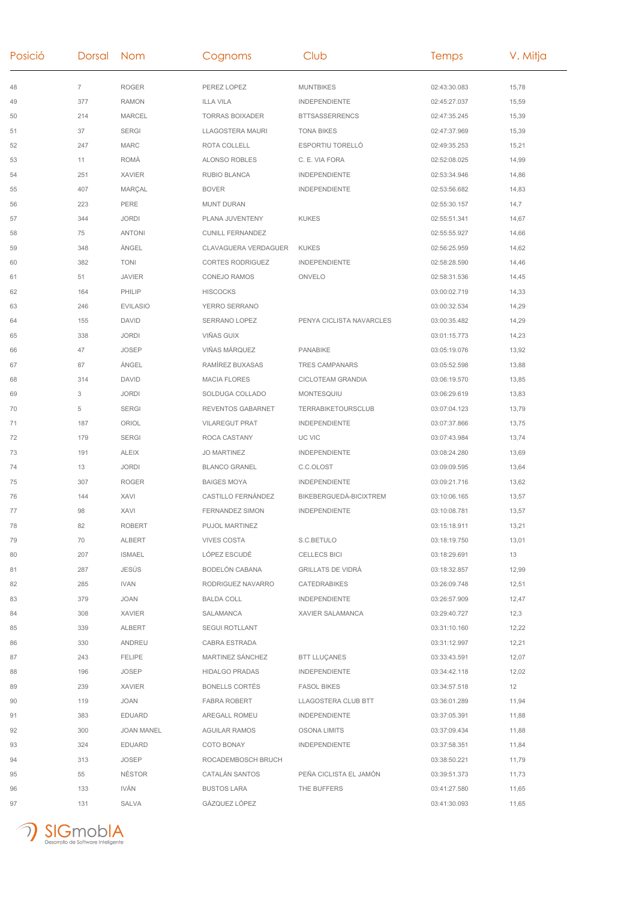| Posició | Dorsal | Nom | Cognoms | Club | Temps | V. Mitja |
|---|---|---|---|---|---|---|
| 48 | 7 | ROGER | PEREZ LOPEZ | MUNTBIKES | 02:43:30.083 | 15,78 |
| 49 | 377 | RAMON | ILLA VILA | INDEPENDIENTE | 02:45:27.037 | 15,59 |
| 50 | 214 | MARCEL | TORRAS BOIXADER | BTTSASSERRENCS | 02:47:35.245 | 15,39 |
| 51 | 37 | SERGI | LLAGOSTERA MAURI | TONA BIKES | 02:47:37.969 | 15,39 |
| 52 | 247 | MARC | ROTA COLLELL | ESPORTIU TORELLÓ | 02:49:35.253 | 15,21 |
| 53 | 11 | ROMÀ | ALONSO ROBLES | C. E. VIA FORA | 02:52:08.025 | 14,99 |
| 54 | 251 | XAVIER | RUBIO BLANCA | INDEPENDIENTE | 02:53:34.946 | 14,86 |
| 55 | 407 | MARÇAL | BOVER | INDEPENDIENTE | 02:53:56.682 | 14,83 |
| 56 | 223 | PERE | MUNT DURAN | | 02:55:30.157 | 14,7 |
| 57 | 344 | JORDI | PLANA JUVENTENY | KUKES | 02:55:51.341 | 14,67 |
| 58 | 75 | ANTONI | CUNILL FERNANDEZ | | 02:55:55.927 | 14,66 |
| 59 | 348 | ÀNGEL | CLAVAGUERA VERDAGUER | KUKES | 02:56:25.959 | 14,62 |
| 60 | 382 | TONI | CORTES RODRIGUEZ | INDEPENDIENTE | 02:58:28.590 | 14,46 |
| 61 | 51 | JAVIER | CONEJO RAMOS | ONVELO | 02:58:31.536 | 14,45 |
| 62 | 164 | PHILIP | HISCOCKS | | 03:00:02.719 | 14,33 |
| 63 | 246 | EVILASIO | YERRO SERRANO | | 03:00:32.534 | 14,29 |
| 64 | 155 | DAVID | SERRANO LOPEZ | PENYA CICLISTA NAVARCLES | 03:00:35.482 | 14,29 |
| 65 | 338 | JORDI | VIÑAS GUIX | | 03:01:15.773 | 14,23 |
| 66 | 47 | JOSEP | VIÑAS MÁRQUEZ | PANABIKE | 03:05:19.076 | 13,92 |
| 67 | 87 | ÀNGEL | RAMÍREZ BUXASAS | TRES CAMPANARS | 03:05:52.598 | 13,88 |
| 68 | 314 | DAVID | MACIA FLORES | CICLOTEAM GRANDIA | 03:06:19.570 | 13,85 |
| 69 | 3 | JORDI | SOLDUGA COLLADO | MONTESQUIU | 03:06:29.619 | 13,83 |
| 70 | 5 | SERGI | REVENTOS GABARNET | TERRABIKETOURSCLUB | 03:07:04.123 | 13,79 |
| 71 | 187 | ORIOL | VILAREGUT PRAT | INDEPENDIENTE | 03:07:37.866 | 13,75 |
| 72 | 179 | SERGI | ROCA CASTANY | UC VIC | 03:07:43.984 | 13,74 |
| 73 | 191 | ALEIX | JO MARTINEZ | INDEPENDIENTE | 03:08:24.280 | 13,69 |
| 74 | 13 | JORDI | BLANCO GRANEL | C.C.OLOST | 03:09:09.595 | 13,64 |
| 75 | 307 | ROGER | BAIGES MOYA | INDEPENDIENTE | 03:09:21.716 | 13,62 |
| 76 | 144 | XAVI | CASTILLO FERNÁNDEZ | BIKEBERGUEDÀ-BICIXTREM | 03:10:06.165 | 13,57 |
| 77 | 98 | XAVI | FERNANDEZ SIMON | INDEPENDIENTE | 03:10:08.781 | 13,57 |
| 78 | 82 | ROBERT | PUJOL MARTINEZ | | 03:15:18.911 | 13,21 |
| 79 | 70 | ALBERT | VIVES COSTA | S.C.BETULO | 03:18:19.750 | 13,01 |
| 80 | 207 | ISMAEL | LÓPEZ ESCUDÉ | CELLECS BICI | 03:18:29.691 | 13 |
| 81 | 287 | JESÚS | BODELÓN CABANA | GRILLATS DE VIDRÀ | 03:18:32.857 | 12,99 |
| 82 | 285 | IVAN | RODRIGUEZ NAVARRO | CATEDRABIKES | 03:26:09.748 | 12,51 |
| 83 | 379 | JOAN | BALDA COLL | INDEPENDIENTE | 03:26:57.909 | 12,47 |
| 84 | 308 | XAVIER | SALAMANCA | XAVIER SALAMANCA | 03:29:40.727 | 12,3 |
| 85 | 339 | ALBERT | SEGUI ROTLLANT | | 03:31:10.160 | 12,22 |
| 86 | 330 | ANDREU | CABRA ESTRADA | | 03:31:12.997 | 12,21 |
| 87 | 243 | FELIPE | MARTINEZ SÁNCHEZ | BTT LLUÇANES | 03:33:43.591 | 12,07 |
| 88 | 196 | JOSEP | HIDALGO PRADAS | INDEPENDIENTE | 03:34:42.118 | 12,02 |
| 89 | 239 | XAVIER | BONELLS CORTÉS | FASOL BIKES | 03:34:57.518 | 12 |
| 90 | 119 | JOAN | FABRA ROBERT | LLAGOSTERA CLUB BTT | 03:36:01.289 | 11,94 |
| 91 | 383 | EDUARD | AREGALL ROMEU | INDEPENDIENTE | 03:37:05.391 | 11,88 |
| 92 | 300 | JOAN MANEL | AGUILAR RAMOS | OSONA LIMITS | 03:37:09.434 | 11,88 |
| 93 | 324 | EDUARD | COTO BONAY | INDEPENDIENTE | 03:37:58.351 | 11,84 |
| 94 | 313 | JOSEP | ROCADEMBOSCH BRUCH | | 03:38:50.221 | 11,79 |
| 95 | 55 | NÉSTOR | CATALÁN SANTOS | PEÑA CICLISTA EL JAMÓN | 03:39:51.373 | 11,73 |
| 96 | 133 | IVÁN | BUSTOS LARA | THE BUFFERS | 03:41:27.580 | 11,65 |
| 97 | 131 | SALVA | GÁZQUEZ LÓPEZ | | 03:41:30.093 | 11,65 |

SIGmobIA
Desarrollo de Software Inteligente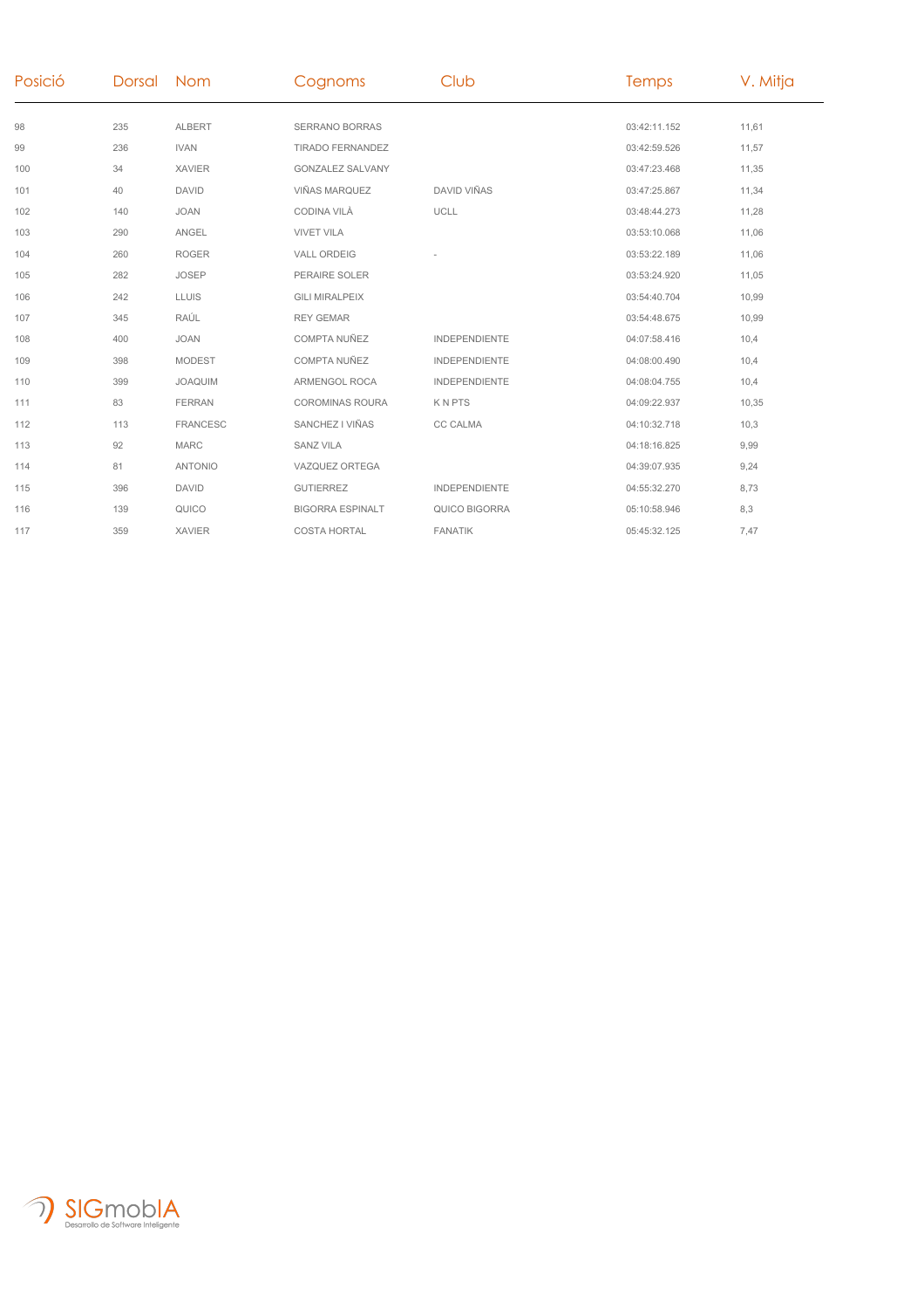| Posició | Dorsal | Nom | Cognoms | Club | Temps | V. Mitja |
|---|---|---|---|---|---|---|
| 98 | 235 | ALBERT | SERRANO BORRAS | | 03:42:11.152 | 11,61 |
| 99 | 236 | IVAN | TIRADO FERNANDEZ | | 03:42:59.526 | 11,57 |
| 100 | 34 | XAVIER | GONZALEZ SALVANY | | 03:47:23.468 | 11,35 |
| 101 | 40 | DAVID | VIÑAS MARQUEZ | DAVID VIÑAS | 03:47:25.867 | 11,34 |
| 102 | 140 | JOAN | CODINA VILÀ | UCLL | 03:48:44.273 | 11,28 |
| 103 | 290 | ANGEL | VIVET VILA | | 03:53:10.068 | 11,06 |
| 104 | 260 | ROGER | VALL ORDEIG | - | 03:53:22.189 | 11,06 |
| 105 | 282 | JOSEP | PERAIRE SOLER | | 03:53:24.920 | 11,05 |
| 106 | 242 | LLUIS | GILI MIRALPEIX | | 03:54:40.704 | 10,99 |
| 107 | 345 | RAÜL | REY GEMAR | | 03:54:48.675 | 10,99 |
| 108 | 400 | JOAN | COMPTA NUÑEZ | INDEPENDIENTE | 04:07:58.416 | 10,4 |
| 109 | 398 | MODEST | COMPTA NUÑEZ | INDEPENDIENTE | 04:08:00.490 | 10,4 |
| 110 | 399 | JOAQUIM | ARMENGOL ROCA | INDEPENDIENTE | 04:08:04.755 | 10,4 |
| 111 | 83 | FERRAN | COROMINAS ROURA | K N PTS | 04:09:22.937 | 10,35 |
| 112 | 113 | FRANCESC | SANCHEZ I VIÑAS | CC CALMA | 04:10:32.718 | 10,3 |
| 113 | 92 | MARC | SANZ VILA | | 04:18:16.825 | 9,99 |
| 114 | 81 | ANTONIO | VAZQUEZ ORTEGA | | 04:39:07.935 | 9,24 |
| 115 | 396 | DAVID | GUTIERREZ | INDEPENDIENTE | 04:55:32.270 | 8,73 |
| 116 | 139 | QUICO | BIGORRA ESPINALT | QUICO BIGORRA | 05:10:58.946 | 8,3 |
| 117 | 359 | XAVIER | COSTA HORTAL | FANATIK | 05:45:32.125 | 7,47 |

SIGmobIA
Desarrollo de Software Inteligente